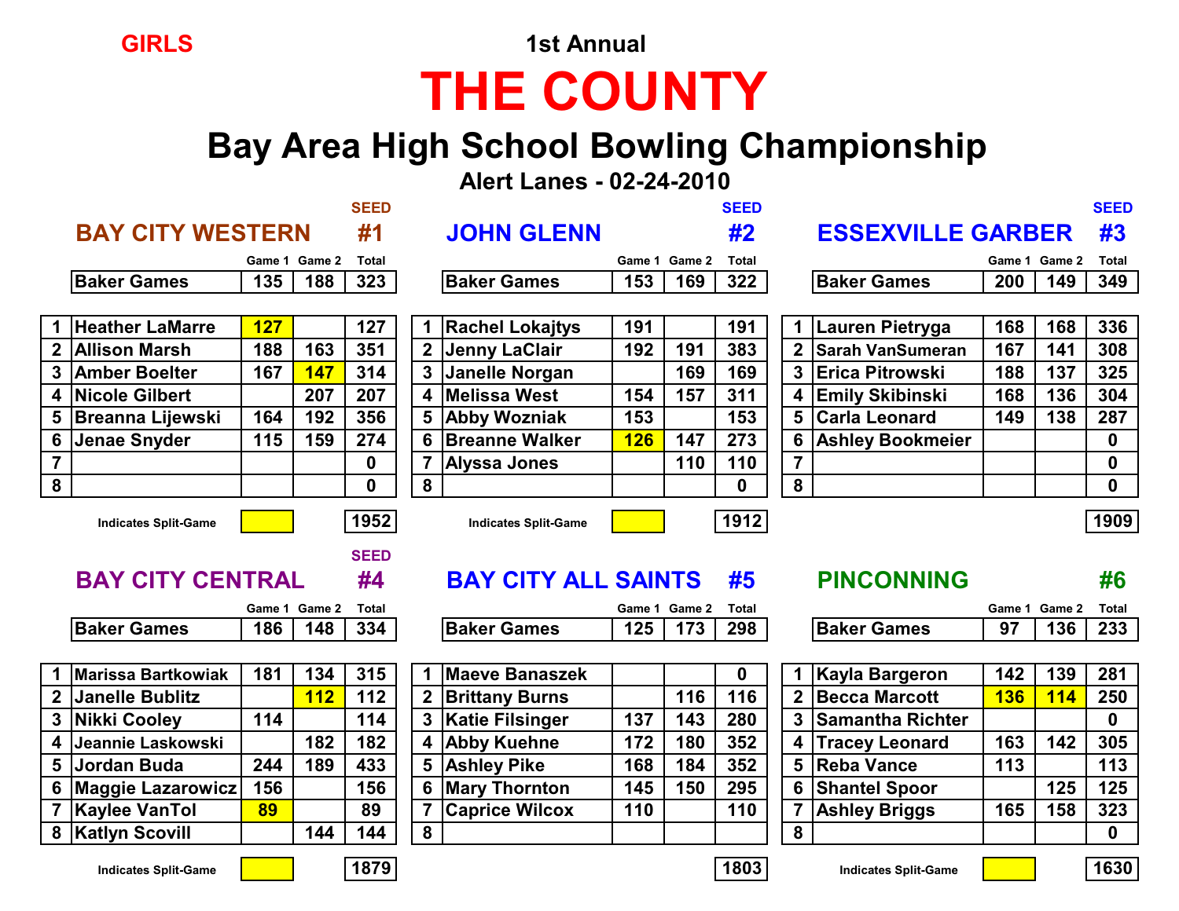GIRLS

1st Annual

# THE COUNTY

## Bay Area High School Bowling Championship

### Alert Lanes - 02-24-2010

### BAY CITY WESTERN — SEED #1

| | | Game 1 | Game 2 | Total |
|---|---|---|---|---|
| | Baker Games | 135 | 188 | 323 |
| 1 | Heather LaMarre | 127 | | 127 |
| 2 | Allison Marsh | 188 | 163 | 351 |
| 3 | Amber Boelter | 167 | 147 | 314 |
| 4 | Nicole Gilbert | | 207 | 207 |
| 5 | Breanna Lijewski | 164 | 192 | 356 |
| 6 | Jenae Snyder | 115 | 159 | 274 |
| 7 | | | | 0 |
| 8 | | | | 0 |
| | Indicates Split-Game | | | 1952 |

### JOHN GLENN — SEED #2

| | | Game 1 | Game 2 | Total |
|---|---|---|---|---|
| | Baker Games | 153 | 169 | 322 |
| 1 | Rachel Lokajtys | 191 | | 191 |
| 2 | Jenny LaClair | 192 | 191 | 383 |
| 3 | Janelle Norgan | | 169 | 169 |
| 4 | Melissa West | 154 | 157 | 311 |
| 5 | Abby Wozniak | 153 | | 153 |
| 6 | Breanne Walker | 126 | 147 | 273 |
| 7 | Alyssa Jones | | 110 | 110 |
| 8 | | | | 0 |
| | Indicates Split-Game | | | 1912 |

### ESSEXVILLE GARBER — SEED #3

| | | Game 1 | Game 2 | Total |
|---|---|---|---|---|
| | Baker Games | 200 | 149 | 349 |
| 1 | Lauren Pietryga | 168 | 168 | 336 |
| 2 | Sarah VanSumeran | 167 | 141 | 308 |
| 3 | Erica Pitrowski | 188 | 137 | 325 |
| 4 | Emily Skibinski | 168 | 136 | 304 |
| 5 | Carla Leonard | 149 | 138 | 287 |
| 6 | Ashley Bookmeier | | | 0 |
| 7 | | | | 0 |
| 8 | | | | 0 |
| | | | | 1909 |

### BAY CITY CENTRAL — SEED #4

| | | Game 1 | Game 2 | Total |
|---|---|---|---|---|
| | Baker Games | 186 | 148 | 334 |
| 1 | Marissa Bartkowiak | 181 | 134 | 315 |
| 2 | Janelle Bublitz | | 112 | 112 |
| 3 | Nikki Cooley | 114 | | 114 |
| 4 | Jeannie Laskowski | | 182 | 182 |
| 5 | Jordan Buda | 244 | 189 | 433 |
| 6 | Maggie Lazarowicz | 156 | | 156 |
| 7 | Kaylee VanTol | 89 | | 89 |
| 8 | Katlyn Scovill | | 144 | 144 |
| | Indicates Split-Game | | | 1879 |

### BAY CITY ALL SAINTS — #5

| | | Game 1 | Game 2 | Total |
|---|---|---|---|---|
| | Baker Games | 125 | 173 | 298 |
| 1 | Maeve Banaszek | | | 0 |
| 2 | Brittany Burns | | 116 | 116 |
| 3 | Katie Filsinger | 137 | 143 | 280 |
| 4 | Abby Kuehne | 172 | 180 | 352 |
| 5 | Ashley Pike | 168 | 184 | 352 |
| 6 | Mary Thornton | 145 | 150 | 295 |
| 7 | Caprice Wilcox | 110 | | 110 |
| 8 | | | | |
| | | | | 1803 |

### PINCONNING — #6

| | | Game 1 | Game 2 | Total |
|---|---|---|---|---|
| | Baker Games | 97 | 136 | 233 |
| 1 | Kayla Bargeron | 142 | 139 | 281 |
| 2 | Becca Marcott | 136 | 114 | 250 |
| 3 | Samantha Richter | | | 0 |
| 4 | Tracey Leonard | 163 | 142 | 305 |
| 5 | Reba Vance | 113 | | 113 |
| 6 | Shantel Spoor | | 125 | 125 |
| 7 | Ashley Briggs | 165 | 158 | 323 |
| 8 | | | | 0 |
| | Indicates Split-Game | | | 1630 |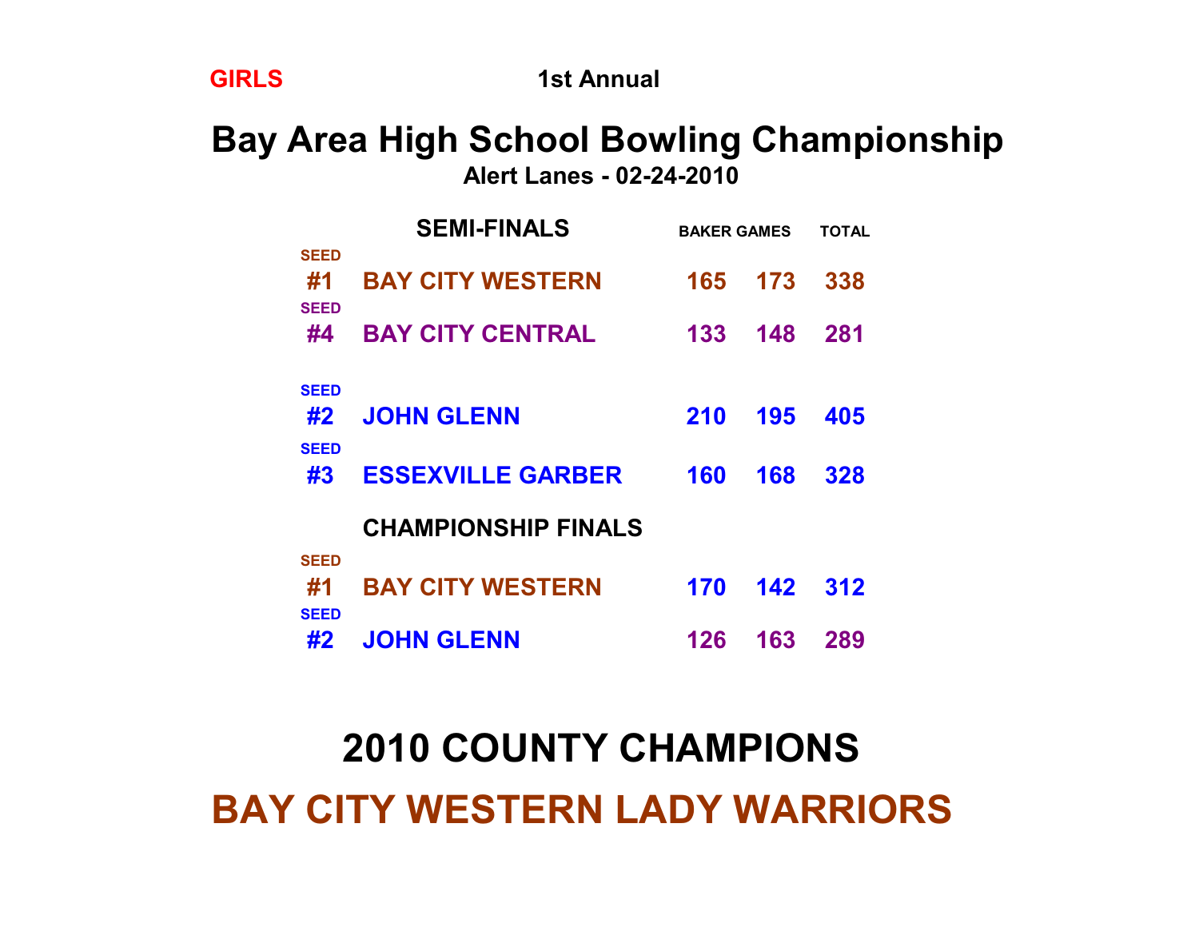GIRLS

1st Annual

# Bay Area High School Bowling Championship

**Alert Lanes - 02-24-2010**

| SEED | SEMI-FINALS | BAKER GAMES | | TOTAL |
|---|---|---|---|---|
| #1 | BAY CITY WESTERN | 165 | 173 | 338 |
| #4 | BAY CITY CENTRAL | 133 | 148 | 281 |
| | | | | |
| #2 | JOHN GLENN | 210 | 195 | 405 |
| #3 | ESSEXVILLE GARBER | 160 | 168 | 328 |
| | **CHAMPIONSHIP FINALS** | | | |
| #1 | BAY CITY WESTERN | 170 | 142 | 312 |
| #2 | JOHN GLENN | 126 | 163 | 289 |

## 2010 COUNTY CHAMPIONS

## BAY CITY WESTERN LADY WARRIORS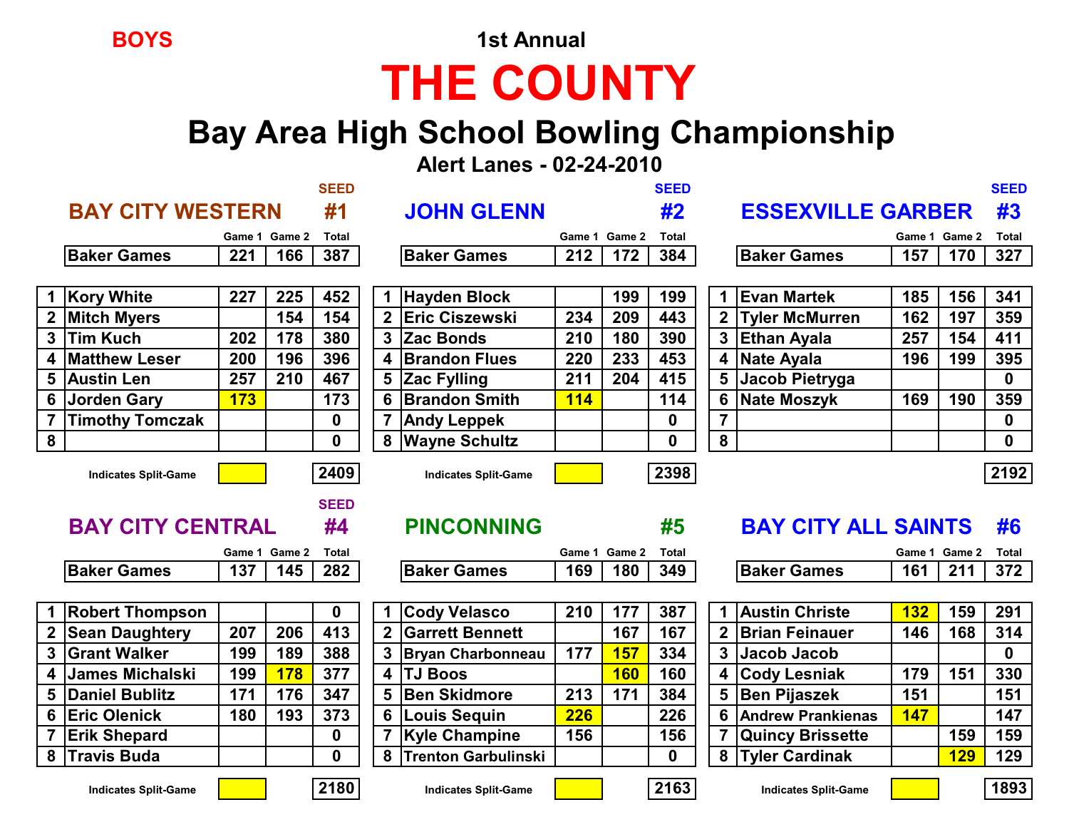**BOYS**

1st Annual

# THE COUNTY

## Bay Area High School Bowling Championship

**Alert Lanes - 02-24-2010**

### BAY CITY WESTERN — SEED #1

| | | Game 1 | Game 2 | Total |
|---|---|---|---|---|
| | Baker Games | 221 | 166 | 387 |
| 1 | Kory White | 227 | 225 | 452 |
| 2 | Mitch Myers | | 154 | 154 |
| 3 | Tim Kuch | 202 | 178 | 380 |
| 4 | Matthew Leser | 200 | 196 | 396 |
| 5 | Austin Len | 257 | 210 | 467 |
| 6 | Jorden Gary | 173* | | 173 |
| 7 | Timothy Tomczak | | | 0 |
| 8 | | | | 0 |
| | | | | **2409** |

*Indicates Split-Game

### JOHN GLENN — SEED #2

| | | Game 1 | Game 2 | Total |
|---|---|---|---|---|
| | Baker Games | 212 | 172 | 384 |
| 1 | Hayden Block | | 199 | 199 |
| 2 | Eric Ciszewski | 234 | 209 | 443 |
| 3 | Zac Bonds | 210 | 180 | 390 |
| 4 | Brandon Flues | 220 | 233 | 453 |
| 5 | Zac Fylling | 211 | 204 | 415 |
| 6 | Brandon Smith | 114* | | 114 |
| 7 | Andy Leppek | | | 0 |
| 8 | Wayne Schultz | | | 0 |
| | | | | **2398** |

*Indicates Split-Game

### ESSEXVILLE GARBER — SEED #3

| | | Game 1 | Game 2 | Total |
|---|---|---|---|---|
| | Baker Games | 157 | 170 | 327 |
| 1 | Evan Martek | 185 | 156 | 341 |
| 2 | Tyler McMurren | 162 | 197 | 359 |
| 3 | Ethan Ayala | 257 | 154 | 411 |
| 4 | Nate Ayala | 196 | 199 | 395 |
| 5 | Jacob Pietryga | | | 0 |
| 6 | Nate Moszyk | 169 | 190 | 359 |
| 7 | | | | 0 |
| 8 | | | | 0 |
| | | | | **2192** |

### BAY CITY CENTRAL — SEED #4

| | | Game 1 | Game 2 | Total |
|---|---|---|---|---|
| | Baker Games | 137 | 145 | 282 |
| 1 | Robert Thompson | | | 0 |
| 2 | Sean Daughtery | 207 | 206 | 413 |
| 3 | Grant Walker | 199 | 189 | 388 |
| 4 | James Michalski | 199 | 178* | 377 |
| 5 | Daniel Bublitz | 171 | 176 | 347 |
| 6 | Eric Olenick | 180 | 193 | 373 |
| 7 | Erik Shepard | | | 0 |
| 8 | Travis Buda | | | 0 |
| | | | | **2180** |

*Indicates Split-Game

### PINCONNING — #5

| | | Game 1 | Game 2 | Total |
|---|---|---|---|---|
| | Baker Games | 169 | 180 | 349 |
| 1 | Cody Velasco | 210 | 177 | 387 |
| 2 | Garrett Bennett | | 167 | 167 |
| 3 | Bryan Charbonneau | 177 | 157* | 334 |
| 4 | TJ Boos | | 160* | 160 |
| 5 | Ben Skidmore | 213 | 171 | 384 |
| 6 | Louis Sequin | 226* | | 226 |
| 7 | Kyle Champine | 156 | | 156 |
| 8 | Trenton Garbulinski | | | 0 |
| | | | | **2163** |

*Indicates Split-Game

### BAY CITY ALL SAINTS — #6

| | | Game 1 | Game 2 | Total |
|---|---|---|---|---|
| | Baker Games | 161 | 211 | 372 |
| 1 | Austin Christe | 132* | 159 | 291 |
| 2 | Brian Feinauer | 146 | 168 | 314 |
| 3 | Jacob Jacob | | | 0 |
| 4 | Cody Lesniak | 179 | 151 | 330 |
| 5 | Ben Pijaszek | 151 | | 151 |
| 6 | Andrew Prankienas | 147* | | 147 |
| 7 | Quincy Brissette | | 159 | 159 |
| 8 | Tyler Cardinak | | 129* | 129 |
| | | | | **1893** |

*Indicates Split-Game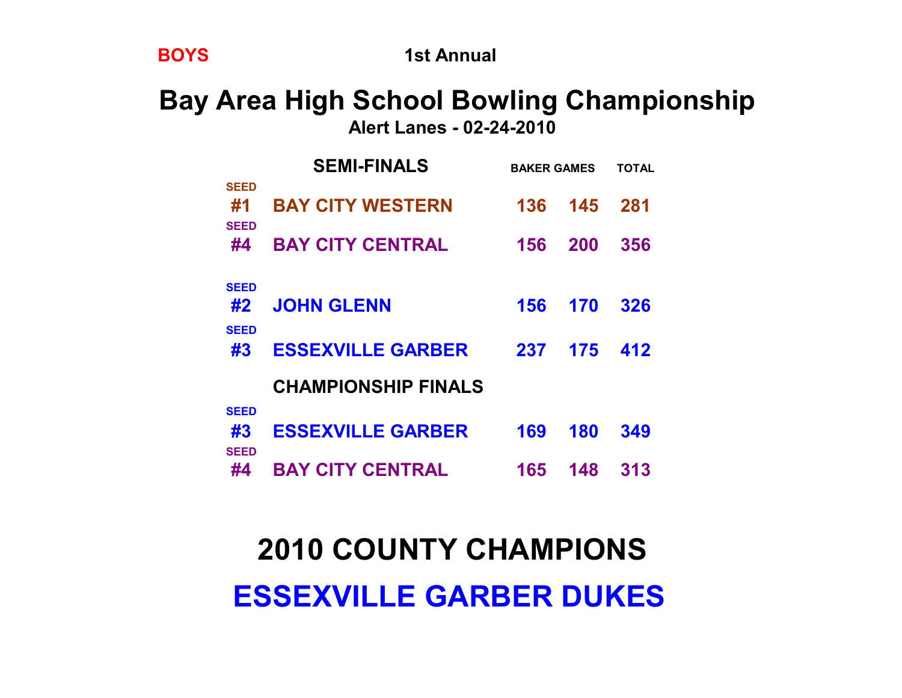**BOYS**

1st Annual

# Bay Area High School Bowling Championship

**Alert Lanes - 02-24-2010**

## SEMI-FINALS

| SEED | TEAM | BAKER GAMES | | TOTAL |
|---|---|---|---|---|
| #1 | BAY CITY WESTERN | 136 | 145 | 281 |
| #4 | BAY CITY CENTRAL | 156 | 200 | 356 |
| #2 | JOHN GLENN | 156 | 170 | 326 |
| #3 | ESSEXVILLE GARBER | 237 | 175 | 412 |

## CHAMPIONSHIP FINALS

| SEED | TEAM | BAKER GAMES | | TOTAL |
|---|---|---|---|---|
| #3 | ESSEXVILLE GARBER | 169 | 180 | 349 |
| #4 | BAY CITY CENTRAL | 165 | 148 | 313 |

# 2010 COUNTY CHAMPIONS

# ESSEXVILLE GARBER DUKES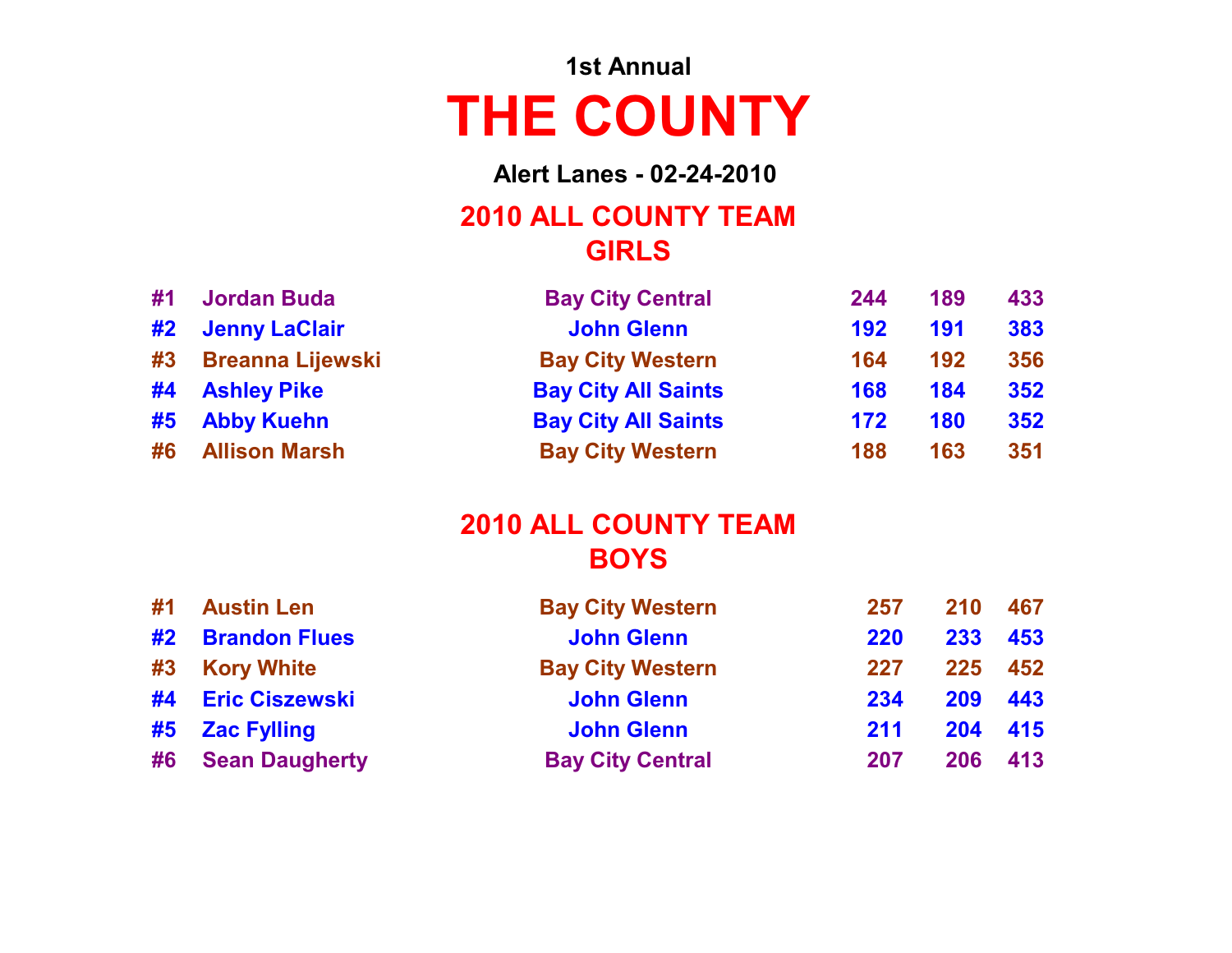1st Annual

# THE COUNTY

**Alert Lanes - 02-24-2010**

## 2010 ALL COUNTY TEAM
## GIRLS

| | | | | | |
|---|---|---|---|---|---|
| #1 | Jordan Buda | Bay City Central | 244 | 189 | 433 |
| #2 | Jenny LaClair | John Glenn | 192 | 191 | 383 |
| #3 | Breanna Lijewski | Bay City Western | 164 | 192 | 356 |
| #4 | Ashley Pike | Bay City All Saints | 168 | 184 | 352 |
| #5 | Abby Kuehn | Bay City All Saints | 172 | 180 | 352 |
| #6 | Allison Marsh | Bay City Western | 188 | 163 | 351 |

## 2010 ALL COUNTY TEAM
## BOYS

| | | | | | |
|---|---|---|---|---|---|
| #1 | Austin Len | Bay City Western | 257 | 210 | 467 |
| #2 | Brandon Flues | John Glenn | 220 | 233 | 453 |
| #3 | Kory White | Bay City Western | 227 | 225 | 452 |
| #4 | Eric Ciszewski | John Glenn | 234 | 209 | 443 |
| #5 | Zac Fylling | John Glenn | 211 | 204 | 415 |
| #6 | Sean Daugherty | Bay City Central | 207 | 206 | 413 |